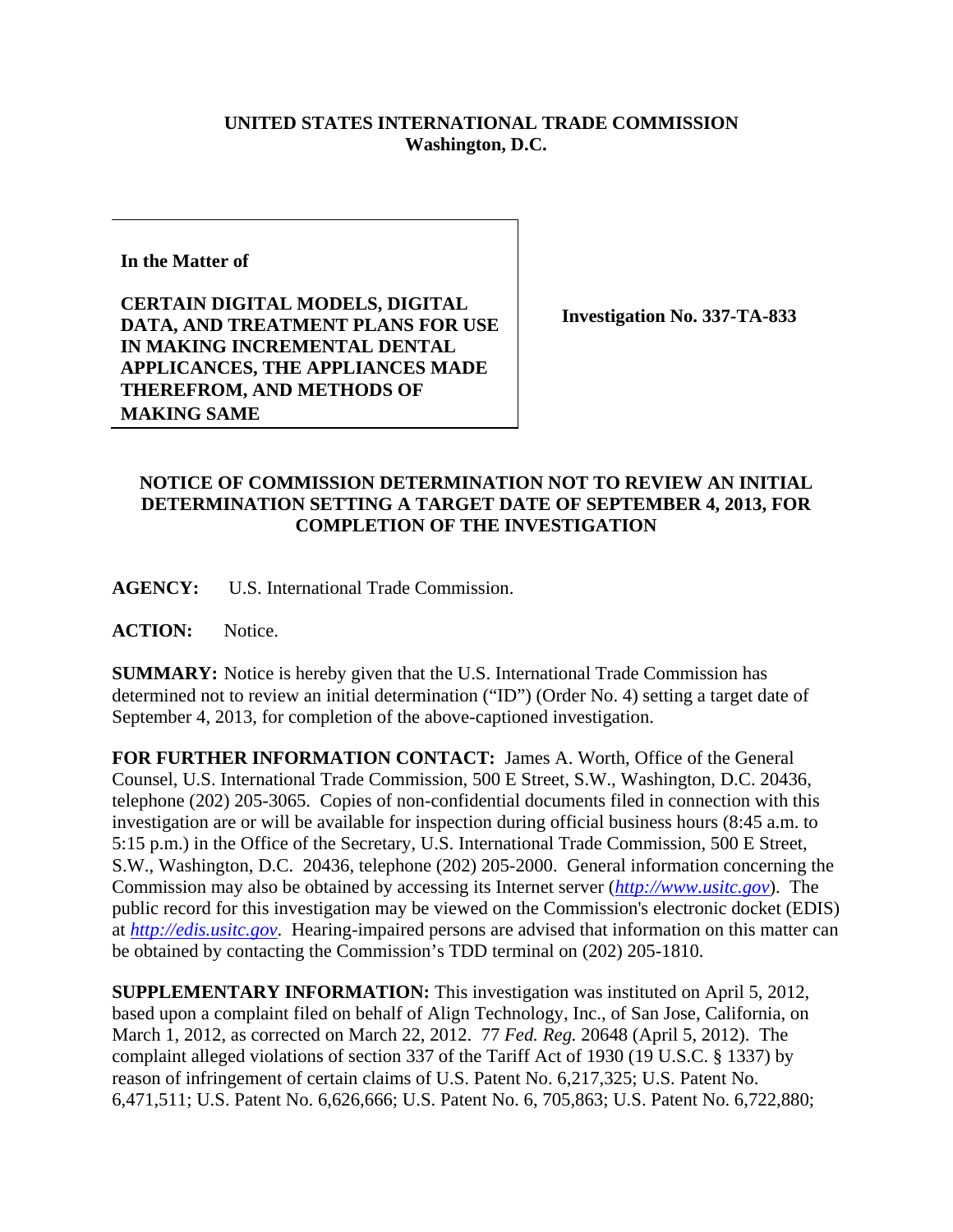**UNITED STATES INTERNATIONAL TRADE COMMISSION**
**Washington, D.C.**

| In the Matter of<br><br>**CERTAIN DIGITAL MODELS, DIGITAL DATA, AND TREATMENT PLANS FOR USE IN MAKING INCREMENTAL DENTAL APPLICANCES, THE APPLIANCES MADE THEREFROM, AND METHODS OF MAKING SAME** | **Investigation No. 337-TA-833** |
|---|---|

**NOTICE OF COMMISSION DETERMINATION NOT TO REVIEW AN INITIAL DETERMINATION SETTING A TARGET DATE OF SEPTEMBER 4, 2013, FOR COMPLETION OF THE INVESTIGATION**

**AGENCY:** U.S. International Trade Commission.

**ACTION:** Notice.

**SUMMARY:** Notice is hereby given that the U.S. International Trade Commission has determined not to review an initial determination ("ID") (Order No. 4) setting a target date of September 4, 2013, for completion of the above-captioned investigation.

**FOR FURTHER INFORMATION CONTACT:** James A. Worth, Office of the General Counsel, U.S. International Trade Commission, 500 E Street, S.W., Washington, D.C. 20436, telephone (202) 205-3065. Copies of non-confidential documents filed in connection with this investigation are or will be available for inspection during official business hours (8:45 a.m. to 5:15 p.m.) in the Office of the Secretary, U.S. International Trade Commission, 500 E Street, S.W., Washington, D.C. 20436, telephone (202) 205-2000. General information concerning the Commission may also be obtained by accessing its Internet server (*http://www.usitc.gov*). The public record for this investigation may be viewed on the Commission's electronic docket (EDIS) at *http://edis.usitc.gov*. Hearing-impaired persons are advised that information on this matter can be obtained by contacting the Commission's TDD terminal on (202) 205-1810.

**SUPPLEMENTARY INFORMATION:** This investigation was instituted on April 5, 2012, based upon a complaint filed on behalf of Align Technology, Inc., of San Jose, California, on March 1, 2012, as corrected on March 22, 2012. 77 *Fed. Reg.* 20648 (April 5, 2012). The complaint alleged violations of section 337 of the Tariff Act of 1930 (19 U.S.C. § 1337) by reason of infringement of certain claims of U.S. Patent No. 6,217,325; U.S. Patent No. 6,471,511; U.S. Patent No. 6,626,666; U.S. Patent No. 6, 705,863; U.S. Patent No. 6,722,880;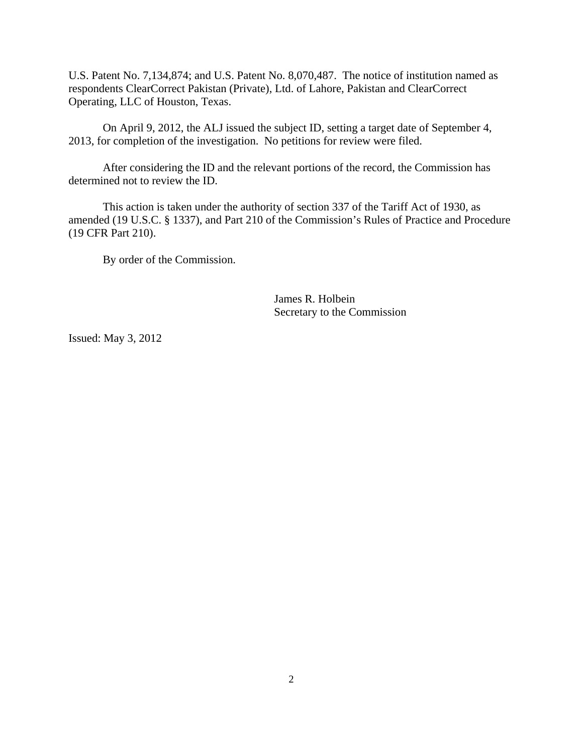U.S. Patent No. 7,134,874; and U.S. Patent No. 8,070,487. The notice of institution named as respondents ClearCorrect Pakistan (Private), Ltd. of Lahore, Pakistan and ClearCorrect Operating, LLC of Houston, Texas.

On April 9, 2012, the ALJ issued the subject ID, setting a target date of September 4, 2013, for completion of the investigation. No petitions for review were filed.

After considering the ID and the relevant portions of the record, the Commission has determined not to review the ID.

This action is taken under the authority of section 337 of the Tariff Act of 1930, as amended (19 U.S.C. § 1337), and Part 210 of the Commission's Rules of Practice and Procedure (19 CFR Part 210).

By order of the Commission.

James R. Holbein
Secretary to the Commission

Issued: May 3, 2012